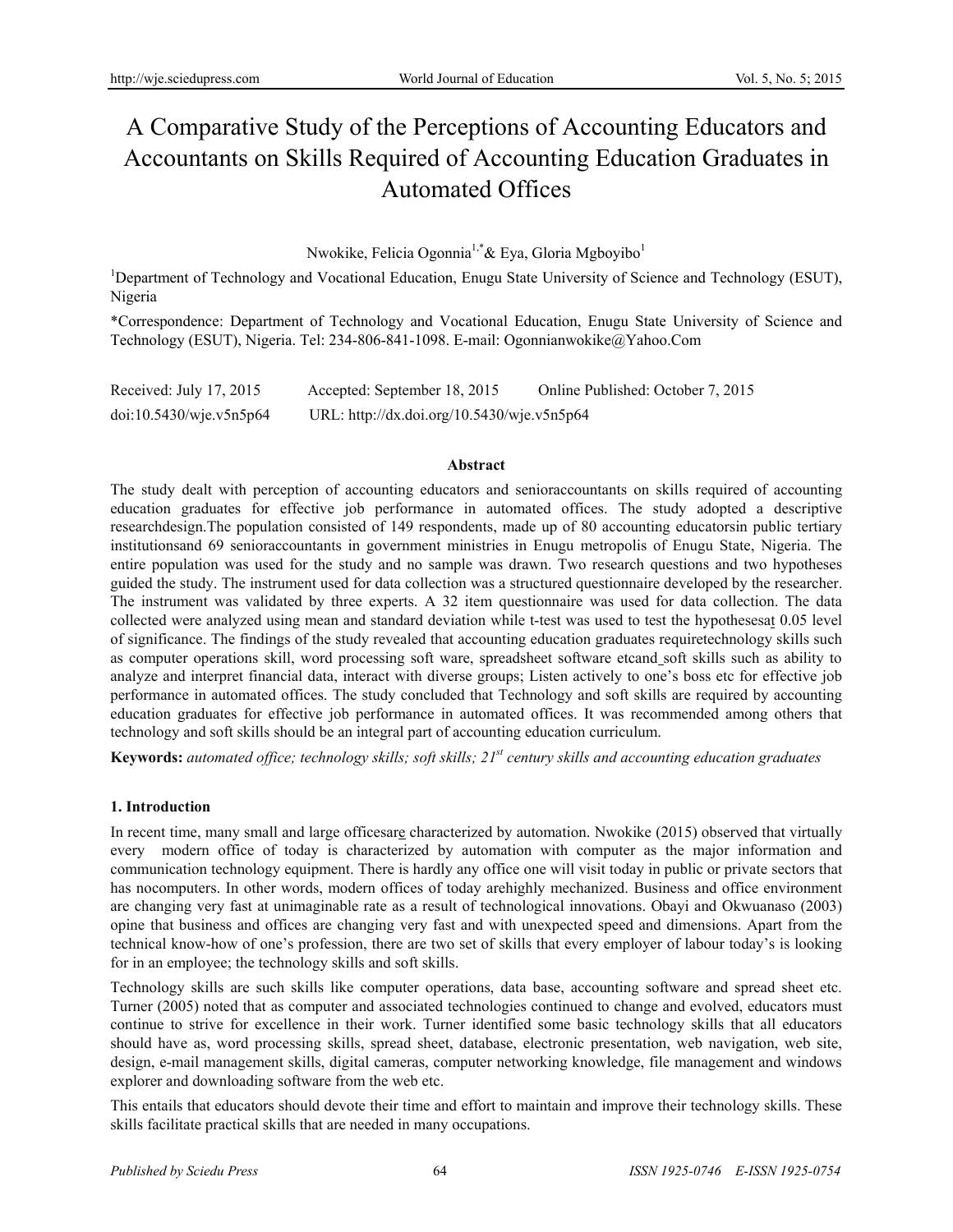# A Comparative Study of the Perceptions of Accounting Educators and Accountants on Skills Required of Accounting Education Graduates in Automated Offices

Nwokike, Felicia Ogonnia[1,*] & Eya, Gloria Mgboyibo[1]

[1]Department of Technology and Vocational Education, Enugu State University of Science and Technology (ESUT), Nigeria

*Correspondence: Department of Technology and Vocational Education, Enugu State University of Science and Technology (ESUT), Nigeria. Tel: 234-806-841-1098. E-mail: Ogonnianwokike@Yahoo.Com

Received: July 17, 2015 Accepted: September 18, 2015 Online Published: October 7, 2015

doi:10.5430/wje.v5n5p64 URL: http://dx.doi.org/10.5430/wje.v5n5p64

## Abstract

The study dealt with perception of accounting educators and senioraccountants on skills required of accounting education graduates for effective job performance in automated offices. The study adopted a descriptive researchdesign.The population consisted of 149 respondents, made up of 80 accounting educatorsin public tertiary institutionsand 69 senioraccountants in government ministries in Enugu metropolis of Enugu State, Nigeria. The entire population was used for the study and no sample was drawn. Two research questions and two hypotheses guided the study. The instrument used for data collection was a structured questionnaire developed by the researcher. The instrument was validated by three experts. A 32 item questionnaire was used for data collection. The data collected were analyzed using mean and standard deviation while t-test was used to test the hypothesesat 0.05 level of significance. The findings of the study revealed that accounting education graduates requiretechnology skills such as computer operations skill, word processing soft ware, spreadsheet software etcand soft skills such as ability to analyze and interpret financial data, interact with diverse groups; Listen actively to one's boss etc for effective job performance in automated offices. The study concluded that Technology and soft skills are required by accounting education graduates for effective job performance in automated offices. It was recommended among others that technology and soft skills should be an integral part of accounting education curriculum.

**Keywords:** *automated office; technology skills; soft skills; 21st century skills and accounting education graduates*

## 1. Introduction

In recent time, many small and large officesare characterized by automation. Nwokike (2015) observed that virtually every modern office of today is characterized by automation with computer as the major information and communication technology equipment. There is hardly any office one will visit today in public or private sectors that has nocomputers. In other words, modern offices of today arehighly mechanized. Business and office environment are changing very fast at unimaginable rate as a result of technological innovations. Obayi and Okwuanaso (2003) opine that business and offices are changing very fast and with unexpected speed and dimensions. Apart from the technical know-how of one's profession, there are two set of skills that every employer of labour today's is looking for in an employee; the technology skills and soft skills.

Technology skills are such skills like computer operations, data base, accounting software and spread sheet etc. Turner (2005) noted that as computer and associated technologies continued to change and evolved, educators must continue to strive for excellence in their work. Turner identified some basic technology skills that all educators should have as, word processing skills, spread sheet, database, electronic presentation, web navigation, web site, design, e-mail management skills, digital cameras, computer networking knowledge, file management and windows explorer and downloading software from the web etc.

This entails that educators should devote their time and effort to maintain and improve their technology skills. These skills facilitate practical skills that are needed in many occupations.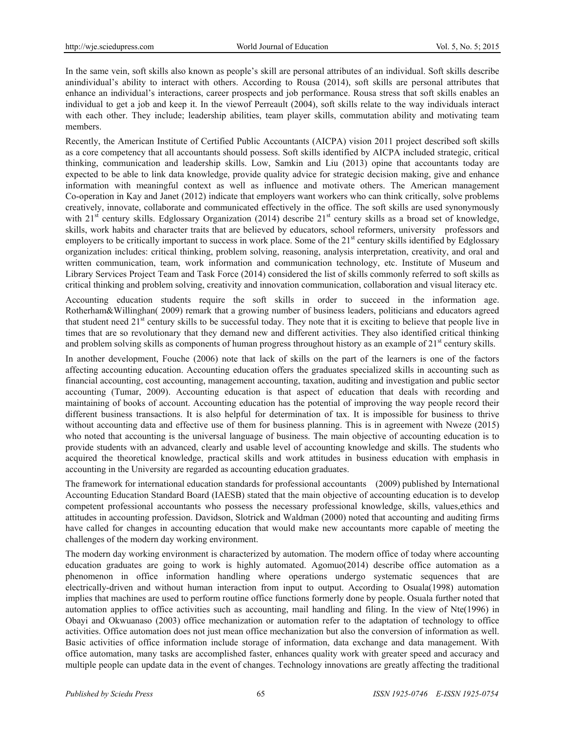In the same vein, soft skills also known as people's skill are personal attributes of an individual. Soft skills describe anindividual's ability to interact with others. According to Rousa (2014), soft skills are personal attributes that enhance an individual's interactions, career prospects and job performance. Rousa stress that soft skills enables an individual to get a job and keep it. In the viewof Perreault (2004), soft skills relate to the way individuals interact with each other. They include; leadership abilities, team player skills, commutation ability and motivating team members.

Recently, the American Institute of Certified Public Accountants (AICPA) vision 2011 project described soft skills as a core competency that all accountants should possess. Soft skills identified by AICPA included strategic, critical thinking, communication and leadership skills. Low, Samkin and Liu (2013) opine that accountants today are expected to be able to link data knowledge, provide quality advice for strategic decision making, give and enhance information with meaningful context as well as influence and motivate others. The American management Co-operation in Kay and Janet (2012) indicate that employers want workers who can think critically, solve problems creatively, innovate, collaborate and communicated effectively in the office. The soft skills are used synonymously with 21st century skills. Edglossary Organization (2014) describe 21st century skills as a broad set of knowledge, skills, work habits and character traits that are believed by educators, school reformers, university professors and employers to be critically important to success in work place. Some of the 21st century skills identified by Edglossary organization includes: critical thinking, problem solving, reasoning, analysis interpretation, creativity, and oral and written communication, team, work information and communication technology, etc. Institute of Museum and Library Services Project Team and Task Force (2014) considered the list of skills commonly referred to soft skills as critical thinking and problem solving, creativity and innovation communication, collaboration and visual literacy etc.

Accounting education students require the soft skills in order to succeed in the information age. Rotherham&Willinghan( 2009) remark that a growing number of business leaders, politicians and educators agreed that student need 21st century skills to be successful today. They note that it is exciting to believe that people live in times that are so revolutionary that they demand new and different activities. They also identified critical thinking and problem solving skills as components of human progress throughout history as an example of 21st century skills.

In another development, Fouche (2006) note that lack of skills on the part of the learners is one of the factors affecting accounting education. Accounting education offers the graduates specialized skills in accounting such as financial accounting, cost accounting, management accounting, taxation, auditing and investigation and public sector accounting (Tumar, 2009). Accounting education is that aspect of education that deals with recording and maintaining of books of account. Accounting education has the potential of improving the way people record their different business transactions. It is also helpful for determination of tax. It is impossible for business to thrive without accounting data and effective use of them for business planning. This is in agreement with Nweze (2015) who noted that accounting is the universal language of business. The main objective of accounting education is to provide students with an advanced, clearly and usable level of accounting knowledge and skills. The students who acquired the theoretical knowledge, practical skills and work attitudes in business education with emphasis in accounting in the University are regarded as accounting education graduates.

The framework for international education standards for professional accountants (2009) published by International Accounting Education Standard Board (IAESB) stated that the main objective of accounting education is to develop competent professional accountants who possess the necessary professional knowledge, skills, values,ethics and attitudes in accounting profession. Davidson, Slotrick and Waldman (2000) noted that accounting and auditing firms have called for changes in accounting education that would make new accountants more capable of meeting the challenges of the modern day working environment.

The modern day working environment is characterized by automation. The modern office of today where accounting education graduates are going to work is highly automated. Agomuo(2014) describe office automation as a phenomenon in office information handling where operations undergo systematic sequences that are electrically-driven and without human interaction from input to output. According to Osuala(1998) automation implies that machines are used to perform routine office functions formerly done by people. Osuala further noted that automation applies to office activities such as accounting, mail handling and filing. In the view of Nte(1996) in Obayi and Okwuanaso (2003) office mechanization or automation refer to the adaptation of technology to office activities. Office automation does not just mean office mechanization but also the conversion of information as well. Basic activities of office information include storage of information, data exchange and data management. With office automation, many tasks are accomplished faster, enhances quality work with greater speed and accuracy and multiple people can update data in the event of changes. Technology innovations are greatly affecting the traditional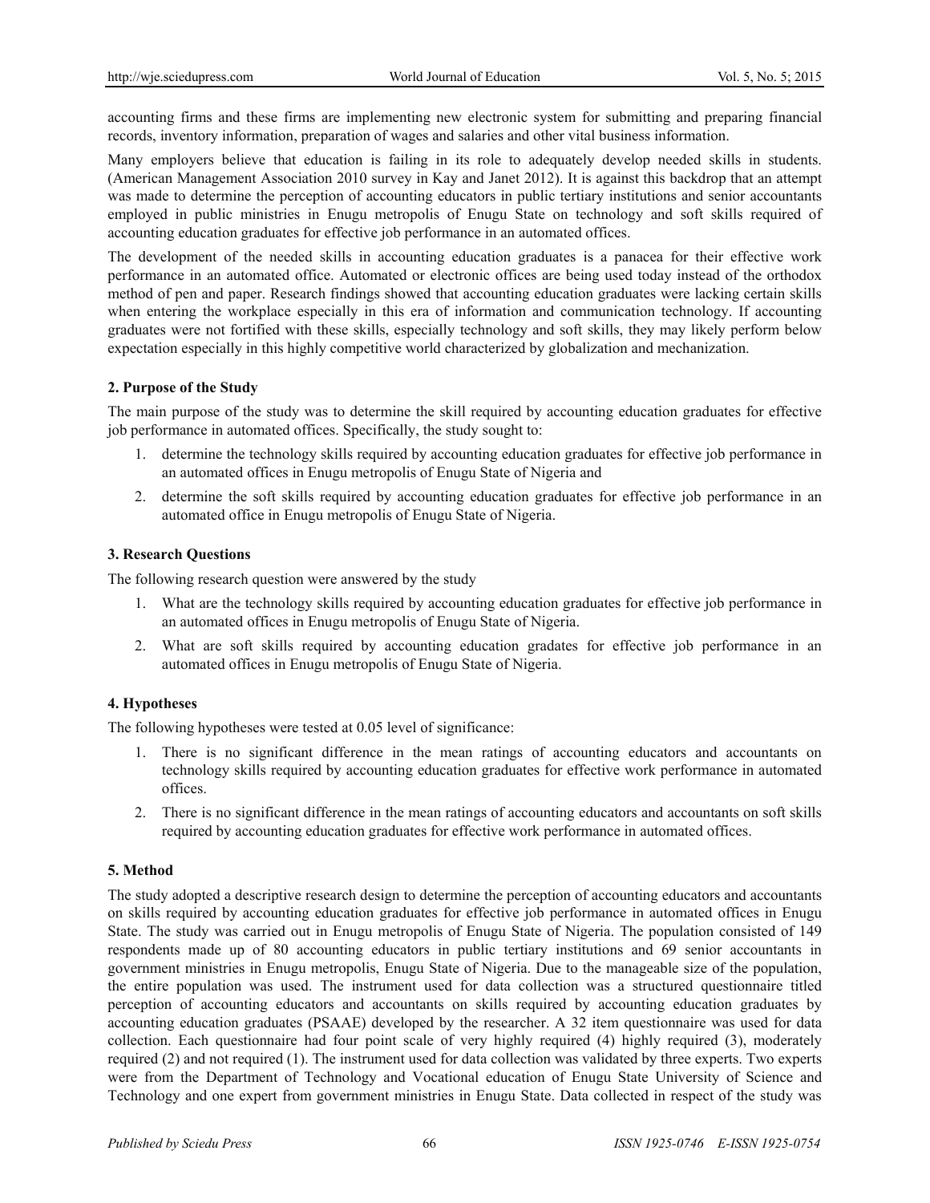accounting firms and these firms are implementing new electronic system for submitting and preparing financial records, inventory information, preparation of wages and salaries and other vital business information.

Many employers believe that education is failing in its role to adequately develop needed skills in students. (American Management Association 2010 survey in Kay and Janet 2012). It is against this backdrop that an attempt was made to determine the perception of accounting educators in public tertiary institutions and senior accountants employed in public ministries in Enugu metropolis of Enugu State on technology and soft skills required of accounting education graduates for effective job performance in an automated offices.

The development of the needed skills in accounting education graduates is a panacea for their effective work performance in an automated office. Automated or electronic offices are being used today instead of the orthodox method of pen and paper. Research findings showed that accounting education graduates were lacking certain skills when entering the workplace especially in this era of information and communication technology. If accounting graduates were not fortified with these skills, especially technology and soft skills, they may likely perform below expectation especially in this highly competitive world characterized by globalization and mechanization.

## 2. Purpose of the Study

The main purpose of the study was to determine the skill required by accounting education graduates for effective job performance in automated offices. Specifically, the study sought to:

1. determine the technology skills required by accounting education graduates for effective job performance in an automated offices in Enugu metropolis of Enugu State of Nigeria and
2. determine the soft skills required by accounting education graduates for effective job performance in an automated office in Enugu metropolis of Enugu State of Nigeria.

## 3. Research Questions

The following research question were answered by the study

1. What are the technology skills required by accounting education graduates for effective job performance in an automated offices in Enugu metropolis of Enugu State of Nigeria.
2. What are soft skills required by accounting education gradates for effective job performance in an automated offices in Enugu metropolis of Enugu State of Nigeria.

## 4. Hypotheses

The following hypotheses were tested at 0.05 level of significance:

1. There is no significant difference in the mean ratings of accounting educators and accountants on technology skills required by accounting education graduates for effective work performance in automated offices.
2. There is no significant difference in the mean ratings of accounting educators and accountants on soft skills required by accounting education graduates for effective work performance in automated offices.

## 5. Method

The study adopted a descriptive research design to determine the perception of accounting educators and accountants on skills required by accounting education graduates for effective job performance in automated offices in Enugu State. The study was carried out in Enugu metropolis of Enugu State of Nigeria. The population consisted of 149 respondents made up of 80 accounting educators in public tertiary institutions and 69 senior accountants in government ministries in Enugu metropolis, Enugu State of Nigeria. Due to the manageable size of the population, the entire population was used. The instrument used for data collection was a structured questionnaire titled perception of accounting educators and accountants on skills required by accounting education graduates by accounting education graduates (PSAAE) developed by the researcher. A 32 item questionnaire was used for data collection. Each questionnaire had four point scale of very highly required (4) highly required (3), moderately required (2) and not required (1). The instrument used for data collection was validated by three experts. Two experts were from the Department of Technology and Vocational education of Enugu State University of Science and Technology and one expert from government ministries in Enugu State. Data collected in respect of the study was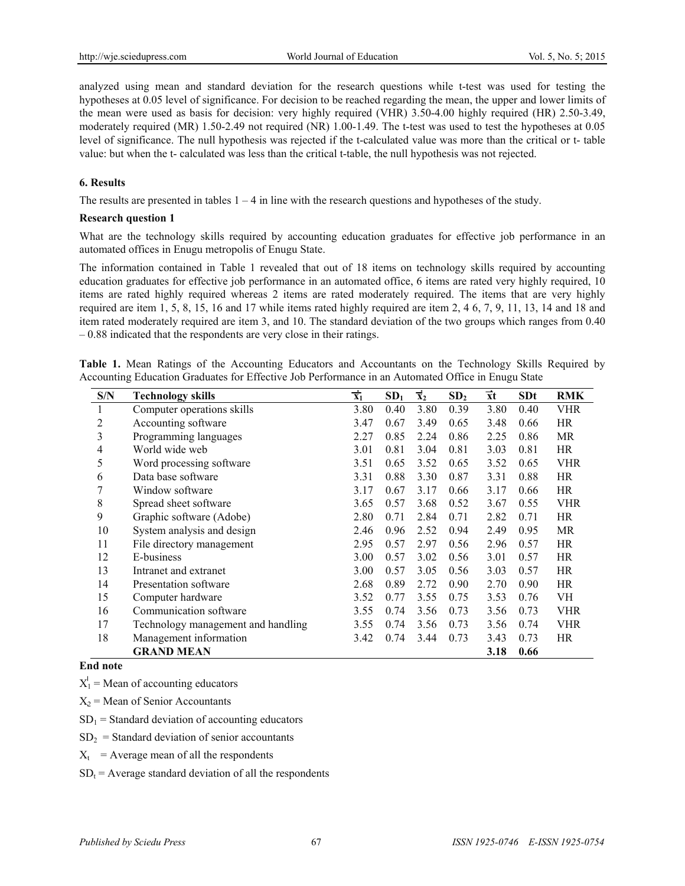analyzed using mean and standard deviation for the research questions while t-test was used for testing the hypotheses at 0.05 level of significance. For decision to be reached regarding the mean, the upper and lower limits of the mean were used as basis for decision: very highly required (VHR) 3.50-4.00 highly required (HR) 2.50-3.49, moderately required (MR) 1.50-2.49 not required (NR) 1.00-1.49. The t-test was used to test the hypotheses at 0.05 level of significance. The null hypothesis was rejected if the t-calculated value was more than the critical or t- table value: but when the t- calculated was less than the critical t-table, the null hypothesis was not rejected.

## 6. Results

The results are presented in tables 1 – 4 in line with the research questions and hypotheses of the study.

**Research question 1**

What are the technology skills required by accounting education graduates for effective job performance in an automated offices in Enugu metropolis of Enugu State.

The information contained in Table 1 revealed that out of 18 items on technology skills required by accounting education graduates for effective job performance in an automated office, 6 items are rated very highly required, 10 items are rated highly required whereas 2 items are rated moderately required. The items that are very highly required are item 1, 5, 8, 15, 16 and 17 while items rated highly required are item 2, 4 6, 7, 9, 11, 13, 14 and 18 and item rated moderately required are item 3, and 10. The standard deviation of the two groups which ranges from 0.40 – 0.88 indicated that the respondents are very close in their ratings.

**Table 1.** Mean Ratings of the Accounting Educators and Accountants on the Technology Skills Required by Accounting Education Graduates for Effective Job Performance in an Automated Office in Enugu State

| S/N | Technology skills | $\bar{x}_1$ | $SD_1$ | $\bar{x}_2$ | $SD_2$ | $\bar{x}t$ | SDt | RMK |
|---|---|---|---|---|---|---|---|---|
| 1 | Computer operations skills | 3.80 | 0.40 | 3.80 | 0.39 | 3.80 | 0.40 | VHR |
| 2 | Accounting software | 3.47 | 0.67 | 3.49 | 0.65 | 3.48 | 0.66 | HR |
| 3 | Programming languages | 2.27 | 0.85 | 2.24 | 0.86 | 2.25 | 0.86 | MR |
| 4 | World wide web | 3.01 | 0.81 | 3.04 | 0.81 | 3.03 | 0.81 | HR |
| 5 | Word processing software | 3.51 | 0.65 | 3.52 | 0.65 | 3.52 | 0.65 | VHR |
| 6 | Data base software | 3.31 | 0.88 | 3.30 | 0.87 | 3.31 | 0.88 | HR |
| 7 | Window software | 3.17 | 0.67 | 3.17 | 0.66 | 3.17 | 0.66 | HR |
| 8 | Spread sheet software | 3.65 | 0.57 | 3.68 | 0.52 | 3.67 | 0.55 | VHR |
| 9 | Graphic software (Adobe) | 2.80 | 0.71 | 2.84 | 0.71 | 2.82 | 0.71 | HR |
| 10 | System analysis and design | 2.46 | 0.96 | 2.52 | 0.94 | 2.49 | 0.95 | MR |
| 11 | File directory management | 2.95 | 0.57 | 2.97 | 0.56 | 2.96 | 0.57 | HR |
| 12 | E-business | 3.00 | 0.57 | 3.02 | 0.56 | 3.01 | 0.57 | HR |
| 13 | Intranet and extranet | 3.00 | 0.57 | 3.05 | 0.56 | 3.03 | 0.57 | HR |
| 14 | Presentation software | 2.68 | 0.89 | 2.72 | 0.90 | 2.70 | 0.90 | HR |
| 15 | Computer hardware | 3.52 | 0.77 | 3.55 | 0.75 | 3.53 | 0.76 | VH |
| 16 | Communication software | 3.55 | 0.74 | 3.56 | 0.73 | 3.56 | 0.73 | VHR |
| 17 | Technology management and handling | 3.55 | 0.74 | 3.56 | 0.73 | 3.56 | 0.74 | VHR |
| 18 | Management information | 3.42 | 0.74 | 3.44 | 0.73 | 3.43 | 0.73 | HR |
| | **GRAND MEAN** | | | | | **3.18** | **0.66** | |

**End note**

$X_1^I$ = Mean of accounting educators

$X_2$ = Mean of Senior Accountants

$SD_1$ = Standard deviation of accounting educators

$SD_2$ = Standard deviation of senior accountants

$X_t$ = Average mean of all the respondents

$SD_t$ = Average standard deviation of all the respondents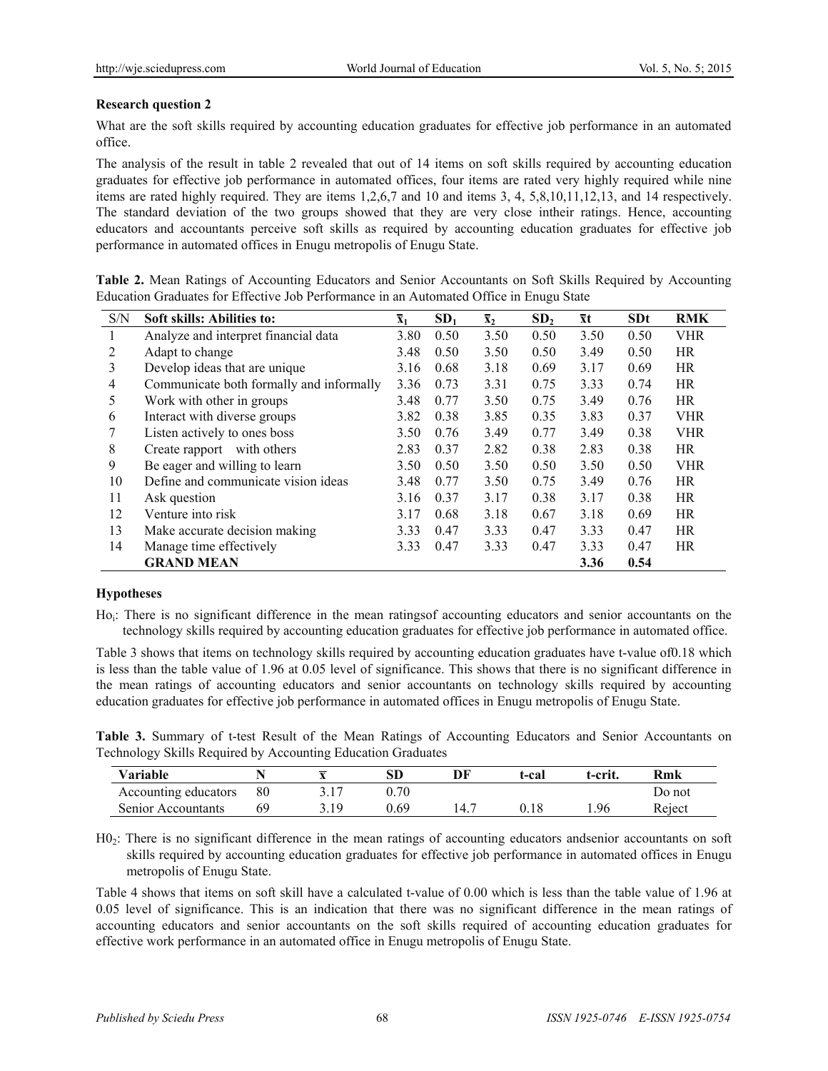**Research question 2**

What are the soft skills required by accounting education graduates for effective job performance in an automated office.

The analysis of the result in table 2 revealed that out of 14 items on soft skills required by accounting education graduates for effective job performance in automated offices, four items are rated very highly required while nine items are rated highly required. They are items 1,2,6,7 and 10 and items 3, 4, 5,8,10,11,12,13, and 14 respectively. The standard deviation of the two groups showed that they are very close intheir ratings. Hence, accounting educators and accountants perceive soft skills as required by accounting education graduates for effective job performance in automated offices in Enugu metropolis of Enugu State.

**Table 2.** Mean Ratings of Accounting Educators and Senior Accountants on Soft Skills Required by Accounting Education Graduates for Effective Job Performance in an Automated Office in Enugu State

| S/N | Soft skills: Abilities to: | $\bar{x}_1$ | $SD_1$ | $\bar{x}_2$ | $SD_2$ | $\bar{x}t$ | SDt | RMK |
|---|---|---|---|---|---|---|---|---|
| 1 | Analyze and interpret financial data | 3.80 | 0.50 | 3.50 | 0.50 | 3.50 | 0.50 | VHR |
| 2 | Adapt to change | 3.48 | 0.50 | 3.50 | 0.50 | 3.49 | 0.50 | HR |
| 3 | Develop ideas that are unique | 3.16 | 0.68 | 3.18 | 0.69 | 3.17 | 0.69 | HR |
| 4 | Communicate both formally and informally | 3.36 | 0.73 | 3.31 | 0.75 | 3.33 | 0.74 | HR |
| 5 | Work with other in groups | 3.48 | 0.77 | 3.50 | 0.75 | 3.49 | 0.76 | HR |
| 6 | Interact with diverse groups | 3.82 | 0.38 | 3.85 | 0.35 | 3.83 | 0.37 | VHR |
| 7 | Listen actively to ones boss | 3.50 | 0.76 | 3.49 | 0.77 | 3.49 | 0.38 | VHR |
| 8 | Create rapport with others | 2.83 | 0.37 | 2.82 | 0.38 | 2.83 | 0.38 | HR |
| 9 | Be eager and willing to learn | 3.50 | 0.50 | 3.50 | 0.50 | 3.50 | 0.50 | VHR |
| 10 | Define and communicate vision ideas | 3.48 | 0.77 | 3.50 | 0.75 | 3.49 | 0.76 | HR |
| 11 | Ask question | 3.16 | 0.37 | 3.17 | 0.38 | 3.17 | 0.38 | HR |
| 12 | Venture into risk | 3.17 | 0.68 | 3.18 | 0.67 | 3.18 | 0.69 | HR |
| 13 | Make accurate decision making | 3.33 | 0.47 | 3.33 | 0.47 | 3.33 | 0.47 | HR |
| 14 | Manage time effectively | 3.33 | 0.47 | 3.33 | 0.47 | 3.33 | 0.47 | HR |
| | **GRAND MEAN** | | | | | **3.36** | **0.54** | |

**Hypotheses**

$Ho_1$: There is no significant difference in the mean ratingsof accounting educators and senior accountants on the technology skills required by accounting education graduates for effective job performance in automated office.

Table 3 shows that items on technology skills required by accounting education graduates have t-value of0.18 which is less than the table value of 1.96 at 0.05 level of significance. This shows that there is no significant difference in the mean ratings of accounting educators and senior accountants on technology skills required by accounting education graduates for effective job performance in automated offices in Enugu metropolis of Enugu State.

**Table 3.** Summary of t-test Result of the Mean Ratings of Accounting Educators and Senior Accountants on Technology Skills Required by Accounting Education Graduates

| Variable | N | $\bar{x}$ | SD | DF | t-cal | t-crit. | Rmk |
|---|---|---|---|---|---|---|---|
| Accounting educators | 80 | 3.17 | 0.70 | | | | Do not |
| Senior Accountants | 69 | 3.19 | 0.69 | 14.7 | 0.18 | 1.96 | Reject |

$H0_2$: There is no significant difference in the mean ratings of accounting educators andsenior accountants on soft skills required by accounting education graduates for effective job performance in automated offices in Enugu metropolis of Enugu State.

Table 4 shows that items on soft skill have a calculated t-value of 0.00 which is less than the table value of 1.96 at 0.05 level of significance. This is an indication that there was no significant difference in the mean ratings of accounting educators and senior accountants on the soft skills required of accounting education graduates for effective work performance in an automated office in Enugu metropolis of Enugu State.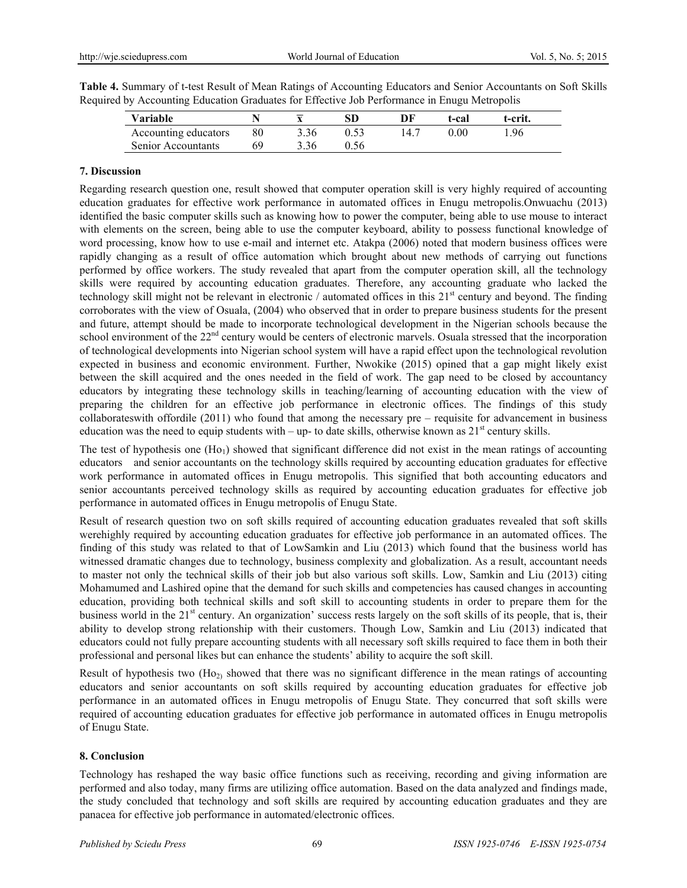**Table 4.** Summary of t-test Result of Mean Ratings of Accounting Educators and Senior Accountants on Soft Skills Required by Accounting Education Graduates for Effective Job Performance in Enugu Metropolis

| Variable | N | $\bar{x}$ | SD | DF | t-cal | t-crit. |
|---|---|---|---|---|---|---|
| Accounting educators | 80 | 3.36 | 0.53 | 14.7 | 0.00 | 1.96 |
| Senior Accountants | 69 | 3.36 | 0.56 | | | |

## 7. Discussion

Regarding research question one, result showed that computer operation skill is very highly required of accounting education graduates for effective work performance in automated offices in Enugu metropolis.Onwuachu (2013) identified the basic computer skills such as knowing how to power the computer, being able to use mouse to interact with elements on the screen, being able to use the computer keyboard, ability to possess functional knowledge of word processing, know how to use e-mail and internet etc. Atakpa (2006) noted that modern business offices were rapidly changing as a result of office automation which brought about new methods of carrying out functions performed by office workers. The study revealed that apart from the computer operation skill, all the technology skills were required by accounting education graduates. Therefore, any accounting graduate who lacked the technology skill might not be relevant in electronic / automated offices in this 21st century and beyond. The finding corroborates with the view of Osuala, (2004) who observed that in order to prepare business students for the present and future, attempt should be made to incorporate technological development in the Nigerian schools because the school environment of the 22nd century would be centers of electronic marvels. Osuala stressed that the incorporation of technological developments into Nigerian school system will have a rapid effect upon the technological revolution expected in business and economic environment. Further, Nwokike (2015) opined that a gap might likely exist between the skill acquired and the ones needed in the field of work. The gap need to be closed by accountancy educators by integrating these technology skills in teaching/learning of accounting education with the view of preparing the children for an effective job performance in electronic offices. The findings of this study collaborateswith offordile (2011) who found that among the necessary pre – requisite for advancement in business education was the need to equip students with – up- to date skills, otherwise known as 21st century skills.

The test of hypothesis one ($Ho_1$) showed that significant difference did not exist in the mean ratings of accounting educators and senior accountants on the technology skills required by accounting education graduates for effective work performance in automated offices in Enugu metropolis. This signified that both accounting educators and senior accountants perceived technology skills as required by accounting education graduates for effective job performance in automated offices in Enugu metropolis of Enugu State.

Result of research question two on soft skills required of accounting education graduates revealed that soft skills werehighly required by accounting education graduates for effective job performance in an automated offices. The finding of this study was related to that of LowSamkin and Liu (2013) which found that the business world has witnessed dramatic changes due to technology, business complexity and globalization. As a result, accountant needs to master not only the technical skills of their job but also various soft skills. Low, Samkin and Liu (2013) citing Mohamumed and Lashired opine that the demand for such skills and competencies has caused changes in accounting education, providing both technical skills and soft skill to accounting students in order to prepare them for the business world in the 21st century. An organization' success rests largely on the soft skills of its people, that is, their ability to develop strong relationship with their customers. Though Low, Samkin and Liu (2013) indicated that educators could not fully prepare accounting students with all necessary soft skills required to face them in both their professional and personal likes but can enhance the students' ability to acquire the soft skill.

Result of hypothesis two ($Ho_2$) showed that there was no significant difference in the mean ratings of accounting educators and senior accountants on soft skills required by accounting education graduates for effective job performance in an automated offices in Enugu metropolis of Enugu State. They concurred that soft skills were required of accounting education graduates for effective job performance in automated offices in Enugu metropolis of Enugu State.

## 8. Conclusion

Technology has reshaped the way basic office functions such as receiving, recording and giving information are performed and also today, many firms are utilizing office automation. Based on the data analyzed and findings made, the study concluded that technology and soft skills are required by accounting education graduates and they are panacea for effective job performance in automated/electronic offices.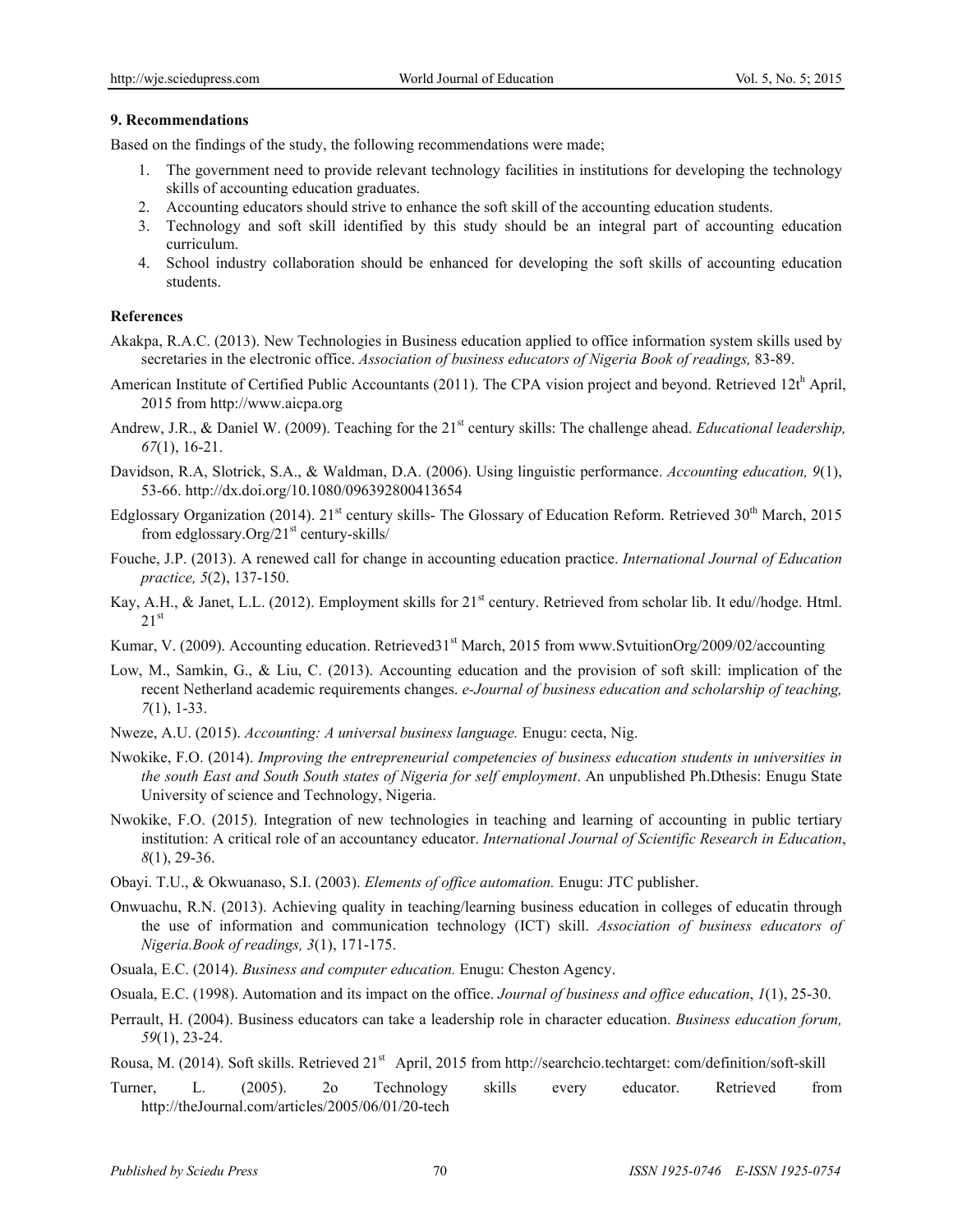### 9. Recommendations

Based on the findings of the study, the following recommendations were made;

1. The government need to provide relevant technology facilities in institutions for developing the technology skills of accounting education graduates.
2. Accounting educators should strive to enhance the soft skill of the accounting education students.
3. Technology and soft skill identified by this study should be an integral part of accounting education curriculum.
4. School industry collaboration should be enhanced for developing the soft skills of accounting education students.

### References

Akakpa, R.A.C. (2013). New Technologies in Business education applied to office information system skills used by secretaries in the electronic office. *Association of business educators of Nigeria Book of readings,* 83-89.

American Institute of Certified Public Accountants (2011). The CPA vision project and beyond. Retrieved 12t[h] April, 2015 from http://www.aicpa.org

Andrew, J.R., & Daniel W. (2009). Teaching for the 21[st] century skills: The challenge ahead. *Educational leadership, 67*(1), 16-21.

Davidson, R.A, Slotrick, S.A., & Waldman, D.A. (2006). Using linguistic performance. *Accounting education, 9*(1), 53-66. http://dx.doi.org/10.1080/096392800413654

Edglossary Organization (2014). 21[st] century skills- The Glossary of Education Reform. Retrieved 30[th] March, 2015 from edglossary.Org/21[st] century-skills/

Fouche, J.P. (2013). A renewed call for change in accounting education practice. *International Journal of Education practice, 5*(2), 137-150.

Kay, A.H., & Janet, L.L. (2012). Employment skills for 21[st] century. Retrieved from scholar lib. It edu//hodge. Html. 21[st]

Kumar, V. (2009). Accounting education. Retrieved31[st] March, 2015 from www.SvtuitionOrg/2009/02/accounting

Low, M., Samkin, G., & Liu, C. (2013). Accounting education and the provision of soft skill: implication of the recent Netherland academic requirements changes. *e-Journal of business education and scholarship of teaching, 7*(1), 1-33.

Nweze, A.U. (2015). *Accounting: A universal business language.* Enugu: cecta, Nig.

Nwokike, F.O. (2014). *Improving the entrepreneurial competencies of business education students in universities in the south East and South South states of Nigeria for self employment*. An unpublished Ph.Dthesis: Enugu State University of science and Technology, Nigeria.

Nwokike, F.O. (2015). Integration of new technologies in teaching and learning of accounting in public tertiary institution: A critical role of an accountancy educator. *International Journal of Scientific Research in Education*, *8*(1), 29-36.

Obayi. T.U., & Okwuanaso, S.I. (2003). *Elements of office automation.* Enugu: JTC publisher.

Onwuachu, R.N. (2013). Achieving quality in teaching/learning business education in colleges of educatin through the use of information and communication technology (ICT) skill. *Association of business educators of Nigeria.Book of readings, 3*(1), 171-175.

Osuala, E.C. (2014). *Business and computer education.* Enugu: Cheston Agency.

Osuala, E.C. (1998). Automation and its impact on the office. *Journal of business and office education*, *1*(1), 25-30.

Perrault, H. (2004). Business educators can take a leadership role in character education. *Business education forum, 59*(1), 23-24.

Rousa, M. (2014). Soft skills. Retrieved 21[st] April, 2015 from http://searchcio.techtarget: com/definition/soft-skill

Turner, L. (2005). 2o Technology skills every educator. Retrieved from http://theJournal.com/articles/2005/06/01/20-tech